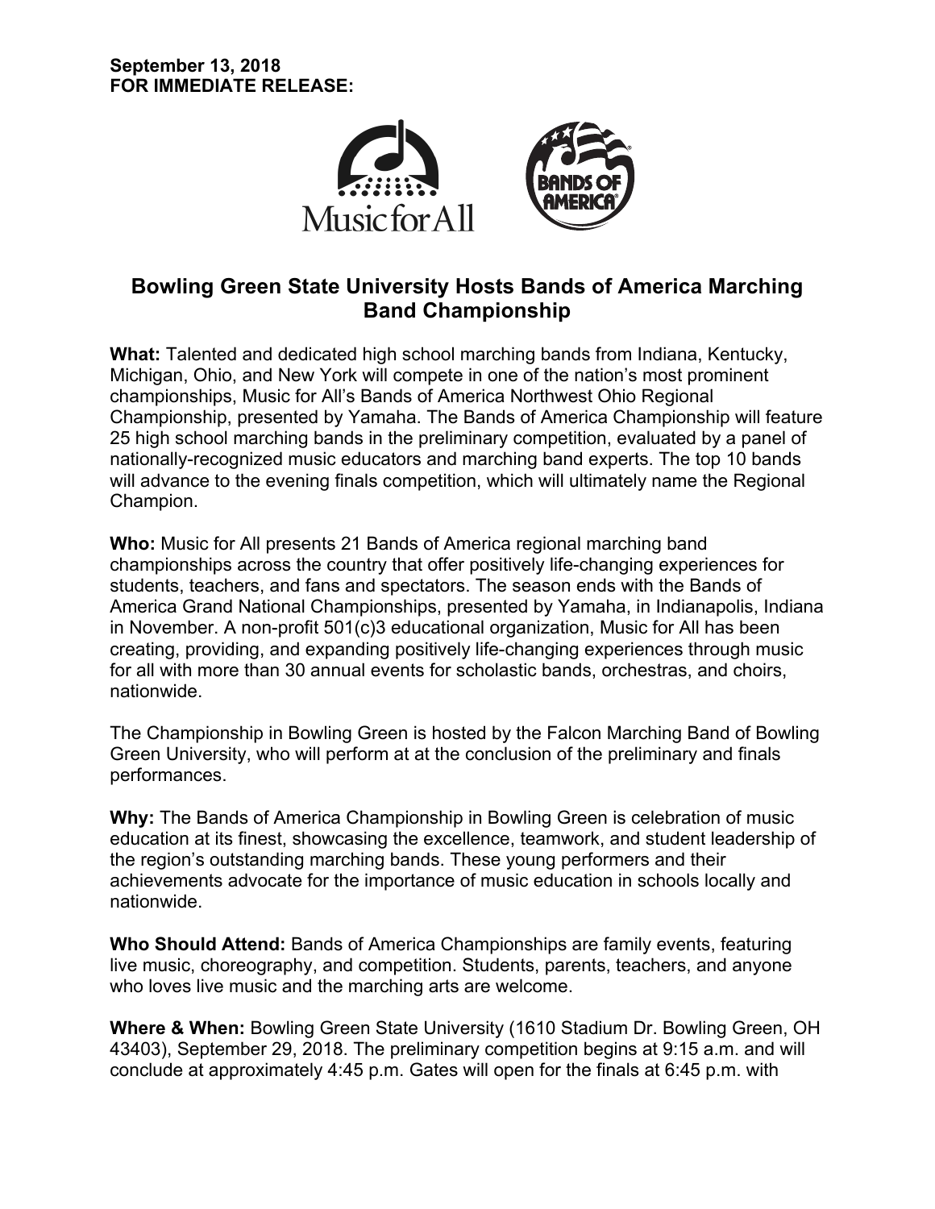**September 13, 2018**
**FOR IMMEDIATE RELEASE:**

# Bowling Green State University Hosts Bands of America Marching Band Championship

**What:** Talented and dedicated high school marching bands from Indiana, Kentucky, Michigan, Ohio, and New York will compete in one of the nation's most prominent championships, Music for All's Bands of America Northwest Ohio Regional Championship, presented by Yamaha. The Bands of America Championship will feature 25 high school marching bands in the preliminary competition, evaluated by a panel of nationally-recognized music educators and marching band experts. The top 10 bands will advance to the evening finals competition, which will ultimately name the Regional Champion.

**Who:** Music for All presents 21 Bands of America regional marching band championships across the country that offer positively life-changing experiences for students, teachers, and fans and spectators. The season ends with the Bands of America Grand National Championships, presented by Yamaha, in Indianapolis, Indiana in November. A non-profit 501(c)3 educational organization, Music for All has been creating, providing, and expanding positively life-changing experiences through music for all with more than 30 annual events for scholastic bands, orchestras, and choirs, nationwide.

The Championship in Bowling Green is hosted by the Falcon Marching Band of Bowling Green University, who will perform at at the conclusion of the preliminary and finals performances.

**Why:** The Bands of America Championship in Bowling Green is celebration of music education at its finest, showcasing the excellence, teamwork, and student leadership of the region's outstanding marching bands. These young performers and their achievements advocate for the importance of music education in schools locally and nationwide.

**Who Should Attend:** Bands of America Championships are family events, featuring live music, choreography, and competition. Students, parents, teachers, and anyone who loves live music and the marching arts are welcome.

**Where & When:** Bowling Green State University (1610 Stadium Dr. Bowling Green, OH 43403), September 29, 2018. The preliminary competition begins at 9:15 a.m. and will conclude at approximately 4:45 p.m. Gates will open for the finals at 6:45 p.m. with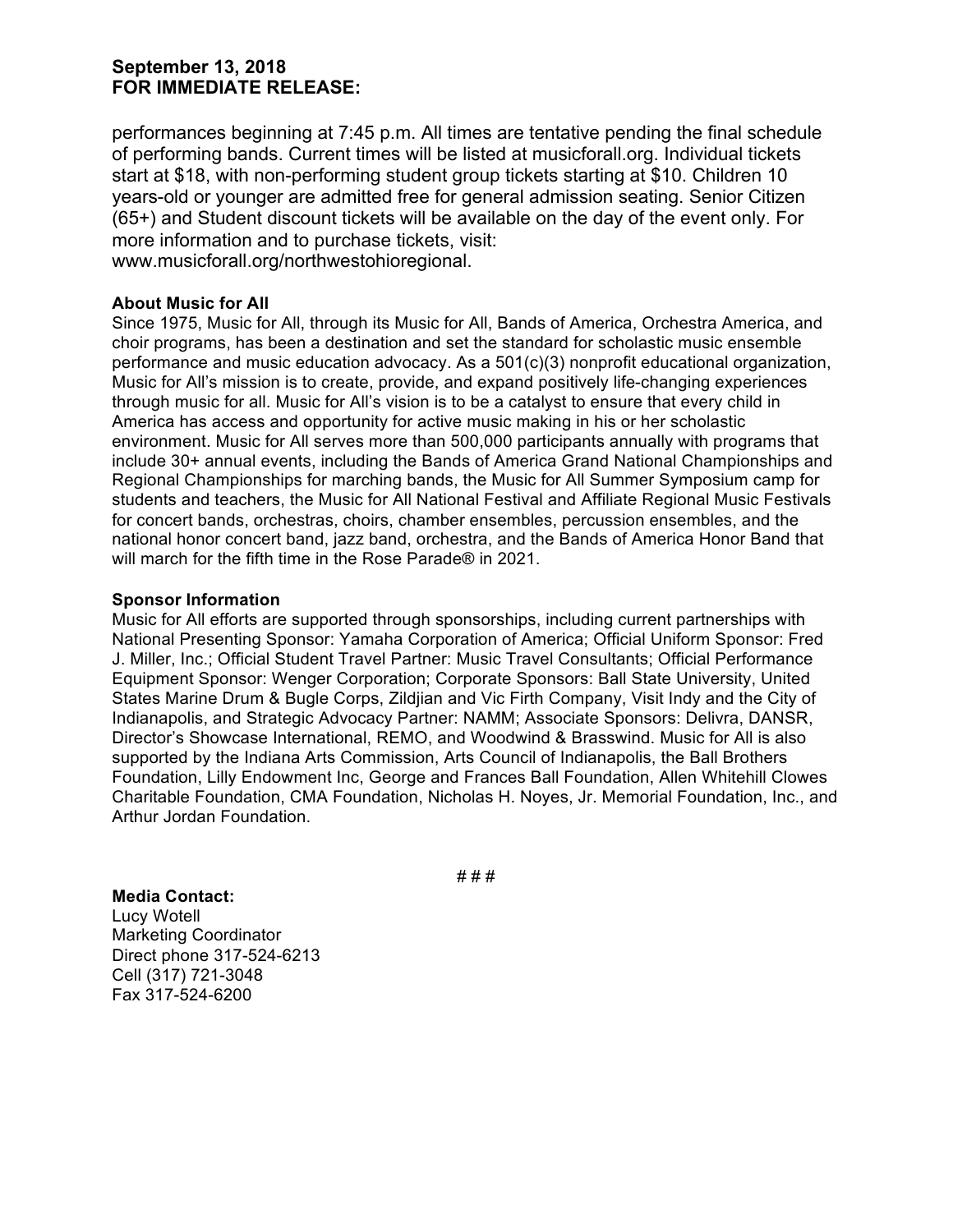performances beginning at 7:45 p.m. All times are tentative pending the final schedule of performing bands. Current times will be listed at musicforall.org. Individual tickets start at $18, with non-performing student group tickets starting at $10. Children 10 years-old or younger are admitted free for general admission seating. Senior Citizen (65+) and Student discount tickets will be available on the day of the event only. For more information and to purchase tickets, visit: www.musicforall.org/northwestohioregional.

**About Music for All**

Since 1975, Music for All, through its Music for All, Bands of America, Orchestra America, and choir programs, has been a destination and set the standard for scholastic music ensemble performance and music education advocacy. As a 501(c)(3) nonprofit educational organization, Music for All's mission is to create, provide, and expand positively life-changing experiences through music for all. Music for All's vision is to be a catalyst to ensure that every child in America has access and opportunity for active music making in his or her scholastic environment. Music for All serves more than 500,000 participants annually with programs that include 30+ annual events, including the Bands of America Grand National Championships and Regional Championships for marching bands, the Music for All Summer Symposium camp for students and teachers, the Music for All National Festival and Affiliate Regional Music Festivals for concert bands, orchestras, choirs, chamber ensembles, percussion ensembles, and the national honor concert band, jazz band, orchestra, and the Bands of America Honor Band that will march for the fifth time in the Rose Parade® in 2021.

**Sponsor Information**

Music for All efforts are supported through sponsorships, including current partnerships with National Presenting Sponsor: Yamaha Corporation of America; Official Uniform Sponsor: Fred J. Miller, Inc.; Official Student Travel Partner: Music Travel Consultants; Official Performance Equipment Sponsor: Wenger Corporation; Corporate Sponsors: Ball State University, United States Marine Drum & Bugle Corps, Zildjian and Vic Firth Company, Visit Indy and the City of Indianapolis, and Strategic Advocacy Partner: NAMM; Associate Sponsors: Delivra, DANSR, Director's Showcase International, REMO, and Woodwind & Brasswind. Music for All is also supported by the Indiana Arts Commission, Arts Council of Indianapolis, the Ball Brothers Foundation, Lilly Endowment Inc, George and Frances Ball Foundation, Allen Whitehill Clowes Charitable Foundation, CMA Foundation, Nicholas H. Noyes, Jr. Memorial Foundation, Inc., and Arthur Jordan Foundation.

# # #

**Media Contact:**
Lucy Wotell
Marketing Coordinator
Direct phone 317-524-6213
Cell (317) 721-3048
Fax 317-524-6200